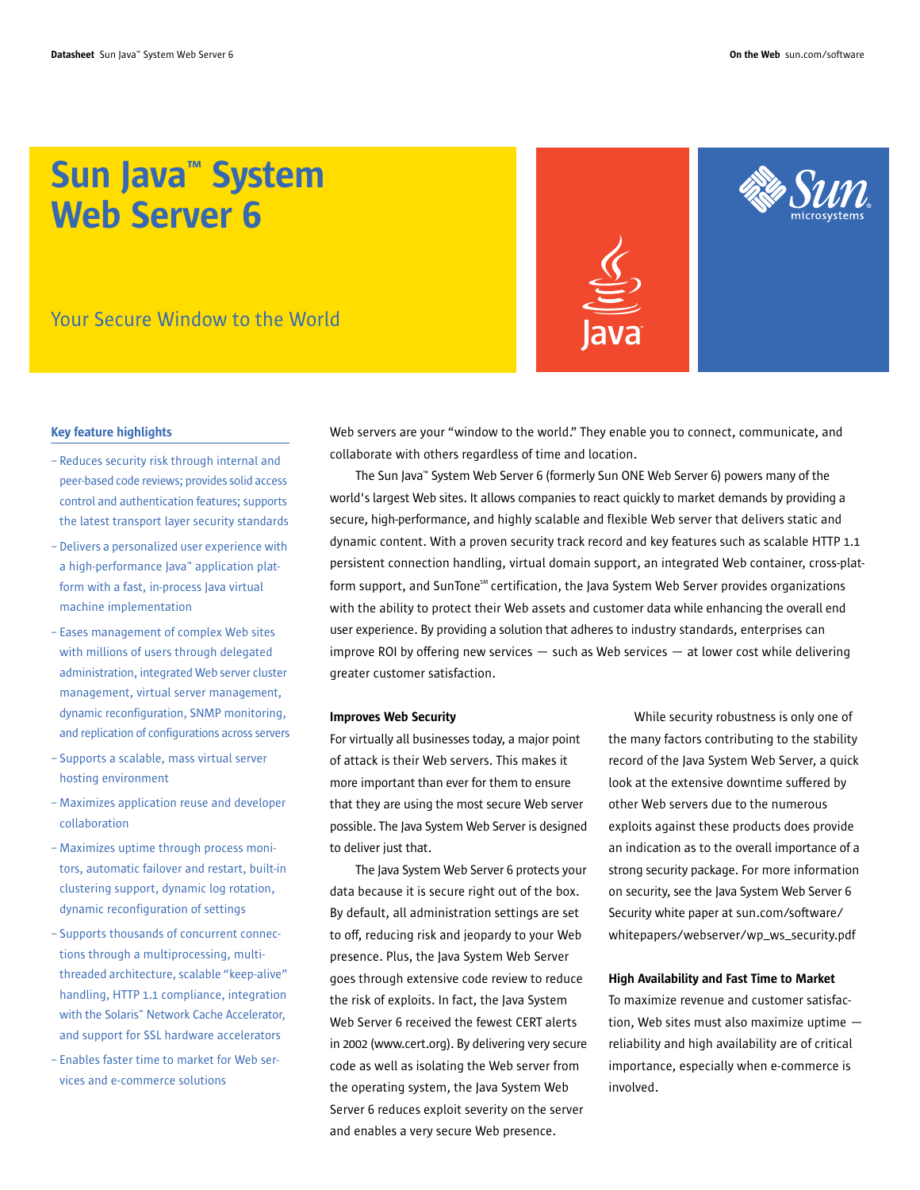# Sun Java™ System Web Server 6

## Your Secure Window to the World

### Key feature highlights

- Reduces security risk through internal and peer-based code reviews; provides solid access control and authentication features; supports the latest transport layer security standards
- Delivers a personalized user experience with a high-performance Java™ application platform with a fast, in-process Java virtual machine implementation
- Eases management of complex Web sites with millions of users through delegated administration, integrated Web server cluster management, virtual server management, dynamic reconfiguration, SNMP monitoring, and replication of configurations across servers
- Supports a scalable, mass virtual server hosting environment
- Maximizes application reuse and developer collaboration
- Maximizes uptime through process monitors, automatic failover and restart, built-in clustering support, dynamic log rotation, dynamic reconfiguration of settings
- Supports thousands of concurrent connections through a multiprocessing, multithreaded architecture, scalable "keep-alive" handling, HTTP 1.1 compliance, integration with the Solaris™ Network Cache Accelerator, and support for SSL hardware accelerators
- Enables faster time to market for Web services and e-commerce solutions

Web servers are your "window to the world." They enable you to connect, communicate, and collaborate with others regardless of time and location.

The Sun Java™ System Web Server 6 (formerly Sun ONE Web Server 6) powers many of the world's largest Web sites. It allows companies to react quickly to market demands by providing a secure, high-performance, and highly scalable and flexible Web server that delivers static and dynamic content. With a proven security track record and key features such as scalable HTTP 1.1 persistent connection handling, virtual domain support, an integrated Web container, cross-platform support, and SunTone℠ certification, the Java System Web Server provides organizations with the ability to protect their Web assets and customer data while enhancing the overall end user experience. By providing a solution that adheres to industry standards, enterprises can improve ROI by offering new services — such as Web services — at lower cost while delivering greater customer satisfaction.

### Improves Web Security

For virtually all businesses today, a major point of attack is their Web servers. This makes it more important than ever for them to ensure that they are using the most secure Web server possible. The Java System Web Server is designed to deliver just that.

The Java System Web Server 6 protects your data because it is secure right out of the box. By default, all administration settings are set to off, reducing risk and jeopardy to your Web presence. Plus, the Java System Web Server goes through extensive code review to reduce the risk of exploits. In fact, the Java System Web Server 6 received the fewest CERT alerts in 2002 (www.cert.org). By delivering very secure code as well as isolating the Web server from the operating system, the Java System Web Server 6 reduces exploit severity on the server and enables a very secure Web presence.

While security robustness is only one of the many factors contributing to the stability record of the Java System Web Server, a quick look at the extensive downtime suffered by other Web servers due to the numerous exploits against these products does provide an indication as to the overall importance of a strong security package. For more information on security, see the Java System Web Server 6 Security white paper at sun.com/software/whitepapers/webserver/wp_ws_security.pdf

### High Availability and Fast Time to Market

To maximize revenue and customer satisfaction, Web sites must also maximize uptime — reliability and high availability are of critical importance, especially when e-commerce is involved.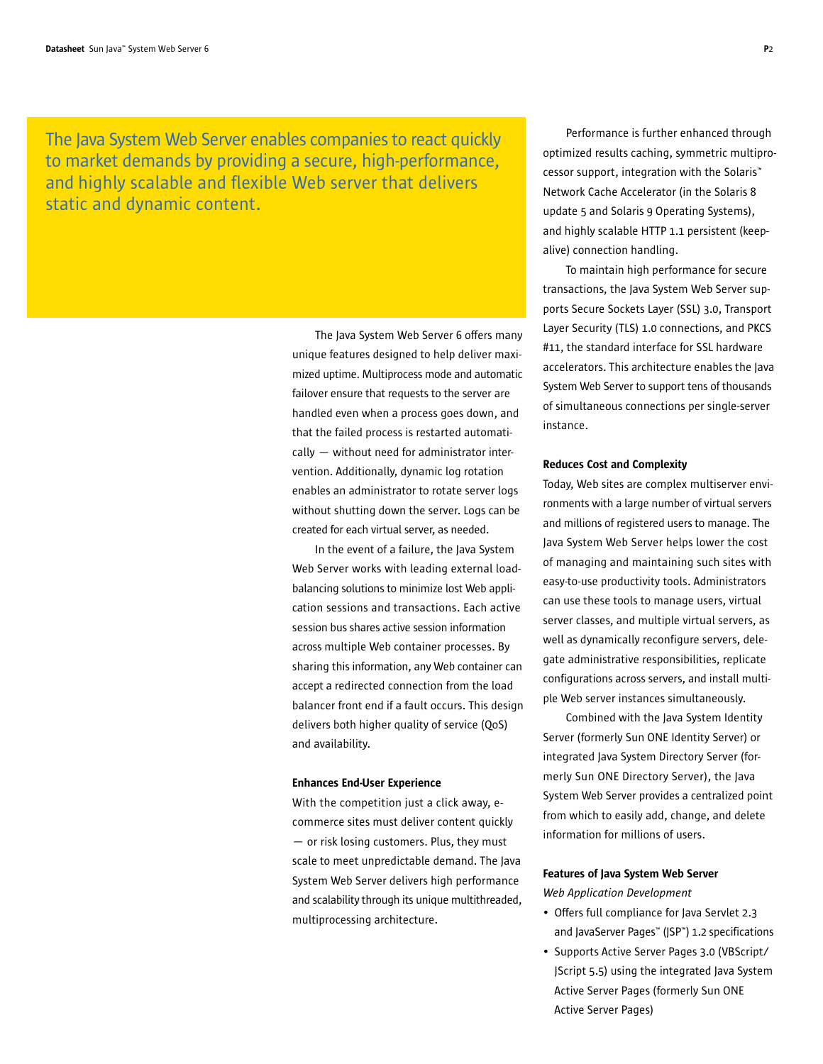The Java System Web Server enables companies to react quickly to market demands by providing a secure, high-performance, and highly scalable and flexible Web server that delivers static and dynamic content.

The Java System Web Server 6 offers many unique features designed to help deliver maximized uptime. Multiprocess mode and automatic failover ensure that requests to the server are handled even when a process goes down, and that the failed process is restarted automatically — without need for administrator intervention. Additionally, dynamic log rotation enables an administrator to rotate server logs without shutting down the server. Logs can be created for each virtual server, as needed.

In the event of a failure, the Java System Web Server works with leading external load-balancing solutions to minimize lost Web application sessions and transactions. Each active session bus shares active session information across multiple Web container processes. By sharing this information, any Web container can accept a redirected connection from the load balancer front end if a fault occurs. This design delivers both higher quality of service (QoS) and availability.

**Enhances End-User Experience**

With the competition just a click away, e-commerce sites must deliver content quickly — or risk losing customers. Plus, they must scale to meet unpredictable demand. The Java System Web Server delivers high performance and scalability through its unique multithreaded, multiprocessing architecture.

Performance is further enhanced through optimized results caching, symmetric multiprocessor support, integration with the Solaris™ Network Cache Accelerator (in the Solaris 8 update 5 and Solaris 9 Operating Systems), and highly scalable HTTP 1.1 persistent (keep-alive) connection handling.

To maintain high performance for secure transactions, the Java System Web Server supports Secure Sockets Layer (SSL) 3.0, Transport Layer Security (TLS) 1.0 connections, and PKCS #11, the standard interface for SSL hardware accelerators. This architecture enables the Java System Web Server to support tens of thousands of simultaneous connections per single-server instance.

**Reduces Cost and Complexity**

Today, Web sites are complex multiserver environments with a large number of virtual servers and millions of registered users to manage. The Java System Web Server helps lower the cost of managing and maintaining such sites with easy-to-use productivity tools. Administrators can use these tools to manage users, virtual server classes, and multiple virtual servers, as well as dynamically reconfigure servers, delegate administrative responsibilities, replicate configurations across servers, and install multiple Web server instances simultaneously.

Combined with the Java System Identity Server (formerly Sun ONE Identity Server) or integrated Java System Directory Server (formerly Sun ONE Directory Server), the Java System Web Server provides a centralized point from which to easily add, change, and delete information for millions of users.

**Features of Java System Web Server**

*Web Application Development*

- Offers full compliance for Java Servlet 2.3 and JavaServer Pages™ (JSP™) 1.2 specifications
- Supports Active Server Pages 3.0 (VBScript/JScript 5.5) using the integrated Java System Active Server Pages (formerly Sun ONE Active Server Pages)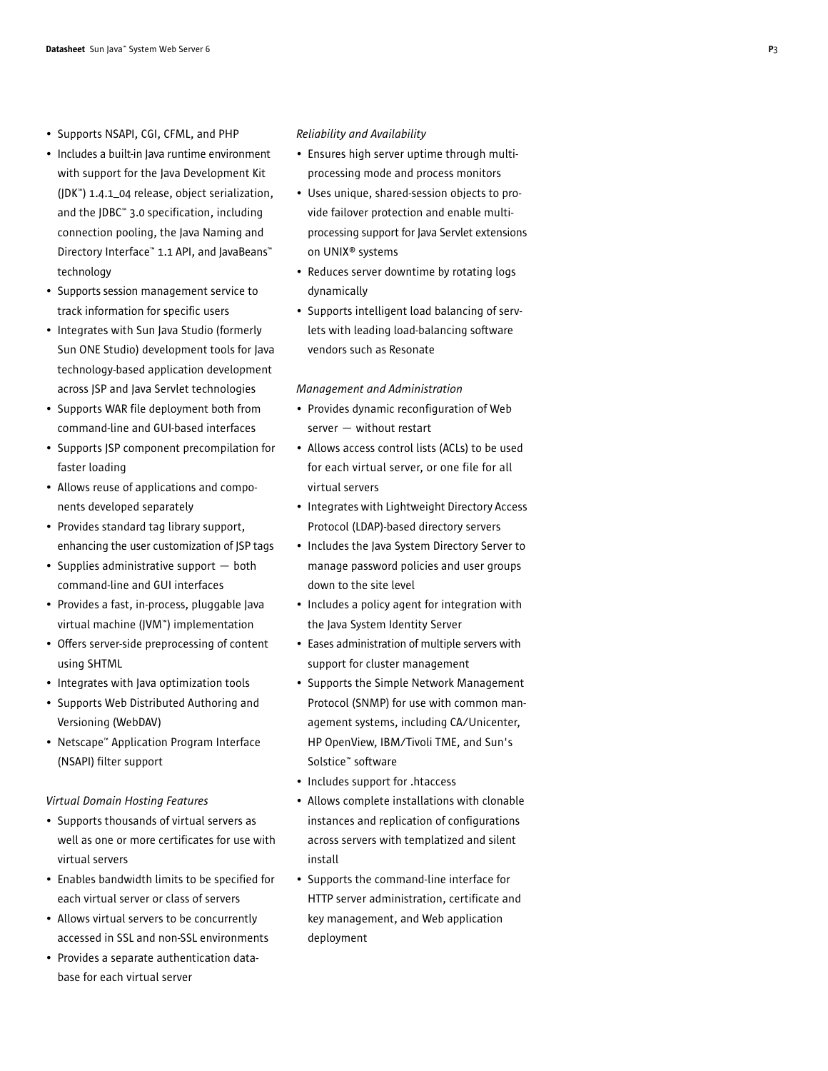- Supports NSAPI, CGI, CFML, and PHP
- Includes a built-in Java runtime environment with support for the Java Development Kit (JDK™) 1.4.1_04 release, object serialization, and the JDBC™ 3.0 specification, including connection pooling, the Java Naming and Directory Interface™ 1.1 API, and JavaBeans™ technology
- Supports session management service to track information for specific users
- Integrates with Sun Java Studio (formerly Sun ONE Studio) development tools for Java technology-based application development across JSP and Java Servlet technologies
- Supports WAR file deployment both from command-line and GUI-based interfaces
- Supports JSP component precompilation for faster loading
- Allows reuse of applications and components developed separately
- Provides standard tag library support, enhancing the user customization of JSP tags
- Supplies administrative support — both command-line and GUI interfaces
- Provides a fast, in-process, pluggable Java virtual machine (JVM™) implementation
- Offers server-side preprocessing of content using SHTML
- Integrates with Java optimization tools
- Supports Web Distributed Authoring and Versioning (WebDAV)
- Netscape™ Application Program Interface (NSAPI) filter support

*Virtual Domain Hosting Features*

- Supports thousands of virtual servers as well as one or more certificates for use with virtual servers
- Enables bandwidth limits to be specified for each virtual server or class of servers
- Allows virtual servers to be concurrently accessed in SSL and non-SSL environments
- Provides a separate authentication database for each virtual server

*Reliability and Availability*

- Ensures high server uptime through multiprocessing mode and process monitors
- Uses unique, shared-session objects to provide failover protection and enable multiprocessing support for Java Servlet extensions on UNIX® systems
- Reduces server downtime by rotating logs dynamically
- Supports intelligent load balancing of servlets with leading load-balancing software vendors such as Resonate

*Management and Administration*

- Provides dynamic reconfiguration of Web server — without restart
- Allows access control lists (ACLs) to be used for each virtual server, or one file for all virtual servers
- Integrates with Lightweight Directory Access Protocol (LDAP)-based directory servers
- Includes the Java System Directory Server to manage password policies and user groups down to the site level
- Includes a policy agent for integration with the Java System Identity Server
- Eases administration of multiple servers with support for cluster management
- Supports the Simple Network Management Protocol (SNMP) for use with common management systems, including CA/Unicenter, HP OpenView, IBM/Tivoli TME, and Sun's Solstice™ software
- Includes support for .htaccess
- Allows complete installations with clonable instances and replication of configurations across servers with templatized and silent install
- Supports the command-line interface for HTTP server administration, certificate and key management, and Web application deployment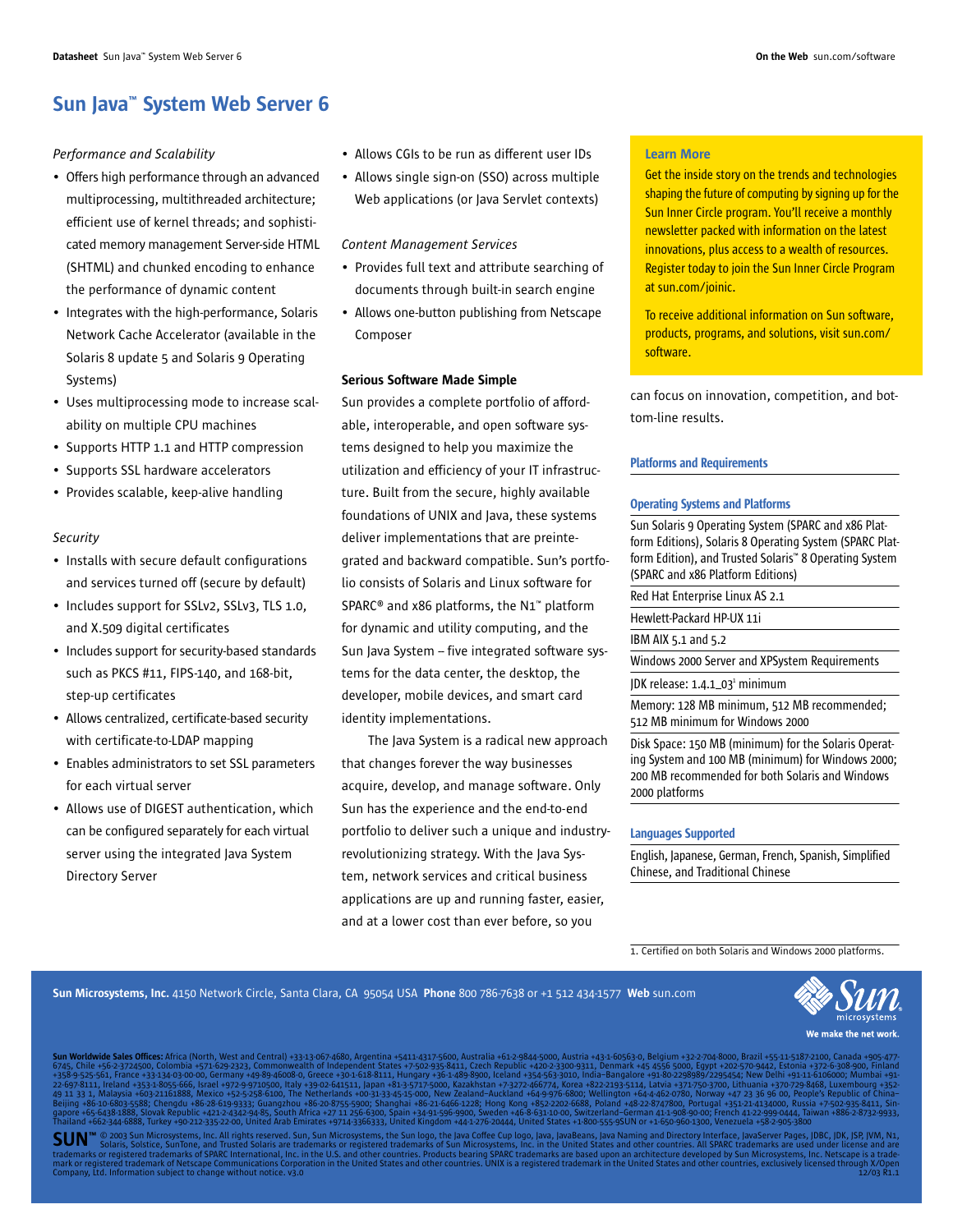# Sun Java™ System Web Server 6

*Performance and Scalability*

- Offers high performance through an advanced multiprocessing, multithreaded architecture; efficient use of kernel threads; and sophisticated memory management Server-side HTML (SHTML) and chunked encoding to enhance the performance of dynamic content
- Integrates with the high-performance, Solaris Network Cache Accelerator (available in the Solaris 8 update 5 and Solaris 9 Operating Systems)
- Uses multiprocessing mode to increase scalability on multiple CPU machines
- Supports HTTP 1.1 and HTTP compression
- Supports SSL hardware accelerators
- Provides scalable, keep-alive handling

*Security*

- Installs with secure default configurations and services turned off (secure by default)
- Includes support for SSLv2, SSLv3, TLS 1.0, and X.509 digital certificates
- Includes support for security-based standards such as PKCS #11, FIPS-140, and 168-bit, step-up certificates
- Allows centralized, certificate-based security with certificate-to-LDAP mapping
- Enables administrators to set SSL parameters for each virtual server
- Allows use of DIGEST authentication, which can be configured separately for each virtual server using the integrated Java System Directory Server
- Allows CGIs to be run as different user IDs
- Allows single sign-on (SSO) across multiple Web applications (or Java Servlet contexts)

*Content Management Services*

- Provides full text and attribute searching of documents through built-in search engine
- Allows one-button publishing from Netscape Composer

**Serious Software Made Simple**

Sun provides a complete portfolio of affordable, interoperable, and open software systems designed to help you maximize the utilization and efficiency of your IT infrastructure. Built from the secure, highly available foundations of UNIX and Java, these systems deliver implementations that are preintegrated and backward compatible. Sun's portfolio consists of Solaris and Linux software for SPARC® and x86 platforms, the N1™ platform for dynamic and utility computing, and the Sun Java System – five integrated software systems for the data center, the desktop, the developer, mobile devices, and smart card identity implementations.

The Java System is a radical new approach that changes forever the way businesses acquire, develop, and manage software. Only Sun has the experience and the end-to-end portfolio to deliver such a unique and industry-revolutionizing strategy. With the Java System, network services and critical business applications are up and running faster, easier, and at a lower cost than ever before, so you can focus on innovation, competition, and bottom-line results.

**Learn More**

Get the inside story on the trends and technologies shaping the future of computing by signing up for the Sun Inner Circle program. You'll receive a monthly newsletter packed with information on the latest innovations, plus access to a wealth of resources. Register today to join the Sun Inner Circle Program at sun.com/joinic.

To receive additional information on Sun software, products, programs, and solutions, visit sun.com/software.

## Platforms and Requirements

### Operating Systems and Platforms

| |
|---|
| Sun Solaris 9 Operating System (SPARC and x86 Platform Editions), Solaris 8 Operating System (SPARC Platform Edition), and Trusted Solaris™ 8 Operating System (SPARC and x86 Platform Editions) |
| Red Hat Enterprise Linux AS 2.1 |
| Hewlett-Packard HP-UX 11i |
| IBM AIX 5.1 and 5.2 |
| Windows 2000 Server and XPSystem Requirements |
| JDK release: 1.4.1_03[1] minimum |
| Memory: 128 MB minimum, 512 MB recommended; 512 MB minimum for Windows 2000 |
| Disk Space: 150 MB (minimum) for the Solaris Operating System and 100 MB (minimum) for Windows 2000; 200 MB recommended for both Solaris and Windows 2000 platforms |

### Languages Supported

| |
|---|
| English, Japanese, German, French, Spanish, Simplified Chinese, and Traditional Chinese |

1. Certified on both Solaris and Windows 2000 platforms.

**Sun Microsystems, Inc.** 4150 Network Circle, Santa Clara, CA 95054 USA **Phone** 800 786-7638 or +1 512 434-1577 **Web** sun.com

We make the net work.

**Sun Worldwide Sales Offices:** Africa (North, West and Central) +33-13-067-4680, Argentina +5411-4317-5600, Australia +61-2-9844-5000, Austria +43-1-60563-0, Belgium +32-2-704-8000, Brazil +55-11-5187-2100, Canada +905-477-6745, Chile +56-2-3724500, Colombia +571-629-2323, Commonwealth of Independent States +7-502-935-8411, Czech Republic +420-2-3300-9311, Denmark +45 4556 5000, Egypt +202-570-9442, Estonia +372-6-308-900, Finland +358-9-525-561, France +33-134-03-00-00, Germany +49-89-46008-0, Greece +30-1-618-8111, Hungary +36-1-489-8900, Iceland +354-563-3010, India–Bangalore +91-80-2298989/2295454; New Delhi +91-11-6106000; Mumbai +91-22-697-8111, Ireland +353-1-8055-666, Israel +972-9-9710500, Italy +39-02-641511, Japan +81-3-5717-5000, Kazakhstan +7-3272-466774, Korea +822-2193-5114, Latvia +371-750-3700, Lithuania +370-729-8468, Luxembourg +352-49 11 33 1, Malaysia +603-21161888, Mexico +52-5-258-6100, The Netherlands +00-31-33-45-15-000, New Zealand–Auckland +64-9-976-6800; Wellington +64-4-462-0780, Norway +47 23 36 96 00, People's Republic of China–Beijing +86-10-6803-5588; Chengdu +86-28-619-9333; Guangzhou +86-20-8755-5900; Shanghai +86-21-6466-1228; Hong Kong +852-2202-6688, Poland +48-22-8747800, Portugal +351-21-4134000, Russia +7-502-935-8411, Singapore +65-6438-1888, Slovak Republic +421-2-4342-94-85, South Africa +27 11 256-6300, Spain +34-91-596-9900, Sweden +46-8-631-10-00, Switzerland–German 41-1-908-90-00; French 41-22-999-0444, Taiwan +886-2-8732-9933, Thailand +662-344-6888, Turkey +90-212-335-22-00, United Arab Emirates +9714-3366333, United Kingdom +44-1-276-20444, United States +1-800-555-9SUN or +1-650-960-1300, Venezuela +58-2-905-3800

SUN™ © 2003 Sun Microsystems, Inc. All rights reserved. Sun, Sun Microsystems, the Sun logo, the Java Coffee Cup logo, Java, JavaBeans, Java Naming and Directory Interface, JavaServer Pages, JDBC, JDK, JSP, JVM, N1, Solaris, Solstice, SunTone, and Trusted Solaris are trademarks or registered trademarks of Sun Microsystems, Inc. in the United States and other countries. All SPARC trademarks are used under license and are trademarks or registered trademarks of SPARC International, Inc. in the U.S. and other countries. Products bearing SPARC trademarks are based upon an architecture developed by Sun Microsystems, Inc. Netscape is a trademark or registered trademark of Netscape Communications Corporation in the United States and other countries. UNIX is a registered trademark in the United States and other countries, exclusively licensed through X/Open Company, Ltd. Information subject to change without notice. v3.0 12/03 R1.1